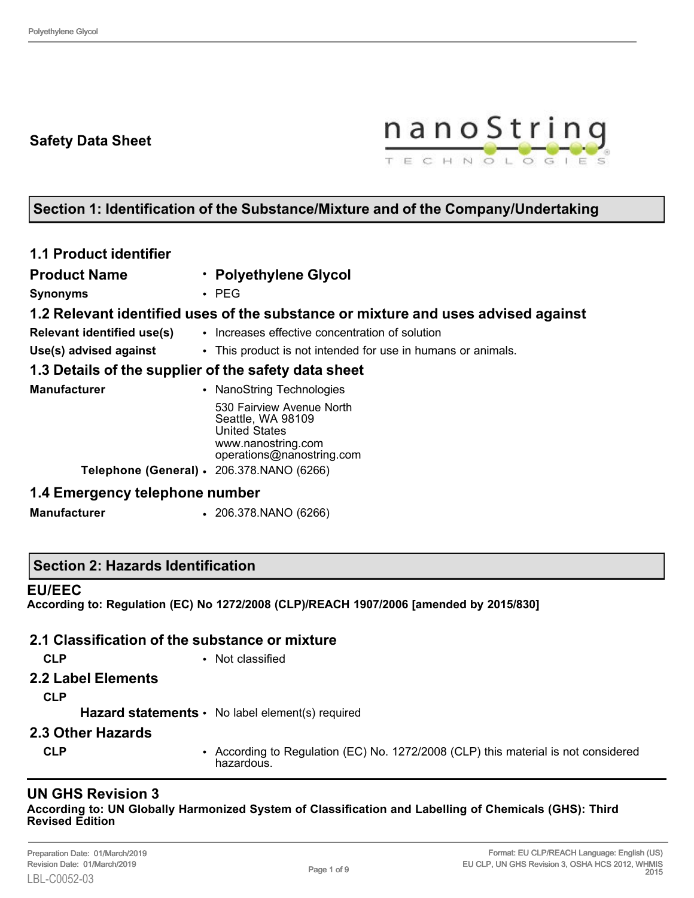# Safety Data Sheet

## Section 1: Identification of the Substance/Mixture and of the Company/Undertaking

### 1.1 Product identifier

**Product Name**
- **Polyethylene Glycol**

**Synonyms**
- PEG

### 1.2 Relevant identified uses of the substance or mixture and uses advised against

**Relevant identified use(s)**
- Increases effective concentration of solution

**Use(s) advised against**
- This product is not intended for use in humans or animals.

### 1.3 Details of the supplier of the safety data sheet

**Manufacturer**
- NanoString Technologies
  530 Fairview Avenue North
  Seattle, WA 98109
  United States
  www.nanostring.com
  operations@nanostring.com

**Telephone (General)**
- 206.378.NANO (6266)

### 1.4 Emergency telephone number

**Manufacturer**
- 206.378.NANO (6266)

## Section 2: Hazards Identification

### EU/EEC

**According to: Regulation (EC) No 1272/2008 (CLP)/REACH 1907/2006 [amended by 2015/830]**

### 2.1 Classification of the substance or mixture

**CLP**
- Not classified

### 2.2 Label Elements

**CLP**

**Hazard statements**
- No label element(s) required

### 2.3 Other Hazards

**CLP**
- According to Regulation (EC) No. 1272/2008 (CLP) this material is not considered hazardous.

### UN GHS Revision 3

**According to: UN Globally Harmonized System of Classification and Labelling of Chemicals (GHS): Third Revised Edition**

Preparation Date: 01/March/2019
Revision Date: 01/March/2019
LBL-C0052-03

Format: EU CLP/REACH Language: English (US)
EU CLP, UN GHS Revision 3, OSHA HCS 2012, WHMIS 2015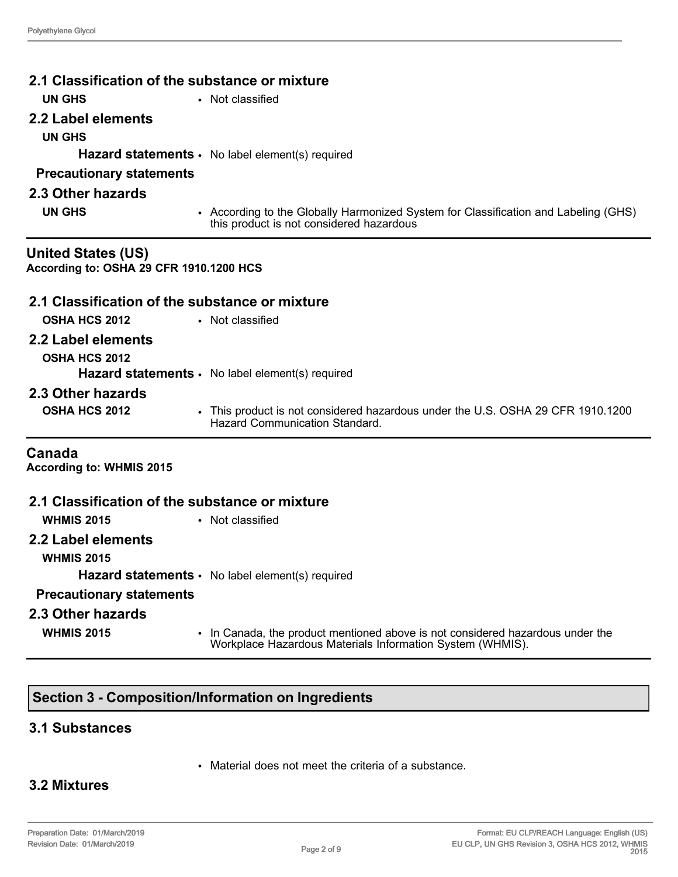### 2.1 Classification of the substance or mixture

**UN GHS**
- Not classified

### 2.2 Label elements

**UN GHS**

**Hazard statements**
- No label element(s) required

**Precautionary statements**

### 2.3 Other hazards

**UN GHS**
- According to the Globally Harmonized System for Classification and Labeling (GHS) this product is not considered hazardous

---

## United States (US)

**According to: OSHA 29 CFR 1910.1200 HCS**

### 2.1 Classification of the substance or mixture

**OSHA HCS 2012**
- Not classified

### 2.2 Label elements

**OSHA HCS 2012**

**Hazard statements**
- No label element(s) required

### 2.3 Other hazards

**OSHA HCS 2012**
- This product is not considered hazardous under the U.S. OSHA 29 CFR 1910.1200 Hazard Communication Standard.

---

## Canada

**According to: WHMIS 2015**

### 2.1 Classification of the substance or mixture

**WHMIS 2015**
- Not classified

### 2.2 Label elements

**WHMIS 2015**

**Hazard statements**
- No label element(s) required

**Precautionary statements**

### 2.3 Other hazards

**WHMIS 2015**
- In Canada, the product mentioned above is not considered hazardous under the Workplace Hazardous Materials Information System (WHMIS).

---

## Section 3 - Composition/Information on Ingredients

### 3.1 Substances

- Material does not meet the criteria of a substance.

### 3.2 Mixtures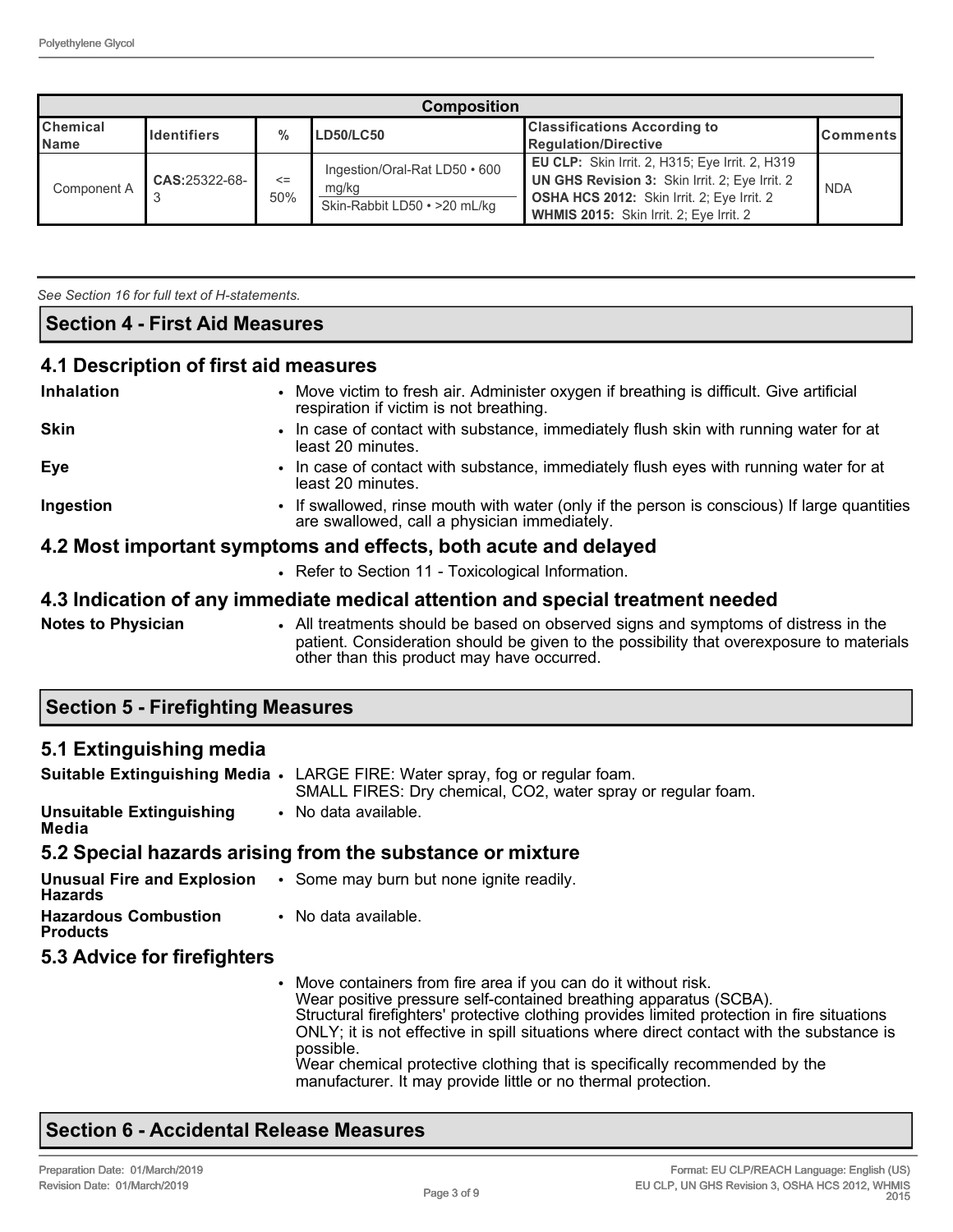| Composition | | | | | |
|---|---|---|---|---|---|
| **Chemical Name** | **Identifiers** | **%** | **LD50/LC50** | **Classifications According to Regulation/Directive** | **Comments** |
| Component A | **CAS:**25322-68-3 | <= 50% | Ingestion/Oral-Rat LD50 • 600 mg/kg<br>Skin-Rabbit LD50 • >20 mL/kg | **EU CLP:** Skin Irrit. 2, H315; Eye Irrit. 2, H319<br>**UN GHS Revision 3:** Skin Irrit. 2; Eye Irrit. 2<br>**OSHA HCS 2012:** Skin Irrit. 2; Eye Irrit. 2<br>**WHMIS 2015:** Skin Irrit. 2; Eye Irrit. 2 | NDA |

*See Section 16 for full text of H-statements.*

## Section 4 - First Aid Measures

### 4.1 Description of first aid measures

**Inhalation**
- Move victim to fresh air. Administer oxygen if breathing is difficult. Give artificial respiration if victim is not breathing.

**Skin**
- In case of contact with substance, immediately flush skin with running water for at least 20 minutes.

**Eye**
- In case of contact with substance, immediately flush eyes with running water for at least 20 minutes.

**Ingestion**
- If swallowed, rinse mouth with water (only if the person is conscious) If large quantities are swallowed, call a physician immediately.

### 4.2 Most important symptoms and effects, both acute and delayed

- Refer to Section 11 - Toxicological Information.

### 4.3 Indication of any immediate medical attention and special treatment needed

**Notes to Physician**
- All treatments should be based on observed signs and symptoms of distress in the patient. Consideration should be given to the possibility that overexposure to materials other than this product may have occurred.

## Section 5 - Firefighting Measures

### 5.1 Extinguishing media

**Suitable Extinguishing Media**
- LARGE FIRE: Water spray, fog or regular foam.
  SMALL FIRES: Dry chemical, $CO_2$, water spray or regular foam.

**Unsuitable Extinguishing Media**
- No data available.

### 5.2 Special hazards arising from the substance or mixture

**Unusual Fire and Explosion Hazards**
- Some may burn but none ignite readily.

**Hazardous Combustion Products**
- No data available.

### 5.3 Advice for firefighters

- Move containers from fire area if you can do it without risk.
  Wear positive pressure self-contained breathing apparatus (SCBA).
  Structural firefighters' protective clothing provides limited protection in fire situations ONLY; it is not effective in spill situations where direct contact with the substance is possible.
  Wear chemical protective clothing that is specifically recommended by the manufacturer. It may provide little or no thermal protection.

## Section 6 - Accidental Release Measures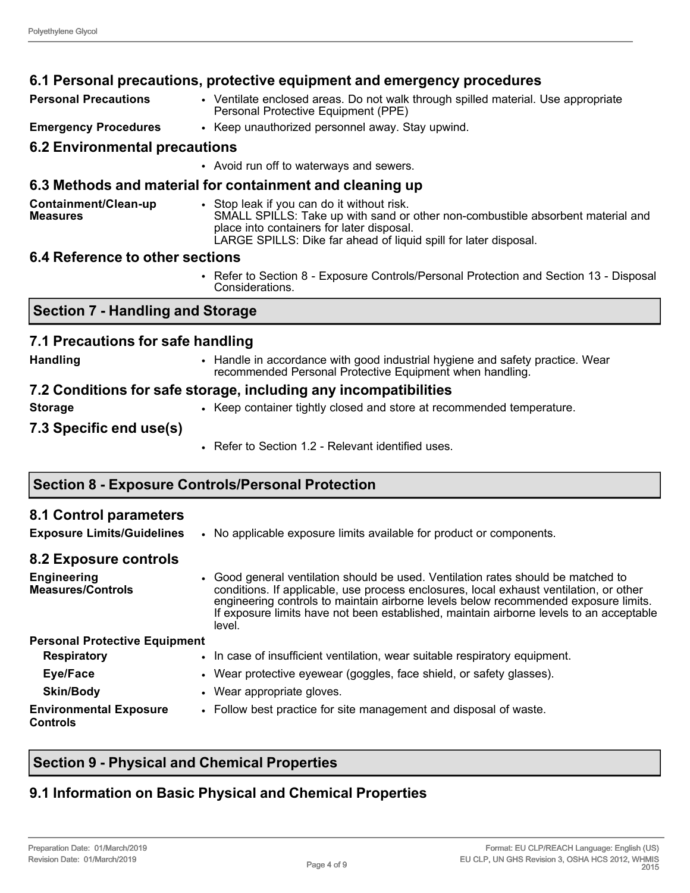### 6.1 Personal precautions, protective equipment and emergency procedures

**Personal Precautions**
- Ventilate enclosed areas. Do not walk through spilled material. Use appropriate Personal Protective Equipment (PPE)

**Emergency Procedures**
- Keep unauthorized personnel away. Stay upwind.

### 6.2 Environmental precautions

- Avoid run off to waterways and sewers.

### 6.3 Methods and material for containment and cleaning up

**Containment/Clean-up Measures**
- Stop leak if you can do it without risk.
  SMALL SPILLS: Take up with sand or other non-combustible absorbent material and place into containers for later disposal.
  LARGE SPILLS: Dike far ahead of liquid spill for later disposal.

### 6.4 Reference to other sections

- Refer to Section 8 - Exposure Controls/Personal Protection and Section 13 - Disposal Considerations.

## Section 7 - Handling and Storage

### 7.1 Precautions for safe handling

**Handling**
- Handle in accordance with good industrial hygiene and safety practice. Wear recommended Personal Protective Equipment when handling.

### 7.2 Conditions for safe storage, including any incompatibilities

**Storage**
- Keep container tightly closed and store at recommended temperature.

### 7.3 Specific end use(s)

- Refer to Section 1.2 - Relevant identified uses.

## Section 8 - Exposure Controls/Personal Protection

### 8.1 Control parameters

**Exposure Limits/Guidelines**
- No applicable exposure limits available for product or components.

### 8.2 Exposure controls

**Engineering Measures/Controls**
- Good general ventilation should be used. Ventilation rates should be matched to conditions. If applicable, use process enclosures, local exhaust ventilation, or other engineering controls to maintain airborne levels below recommended exposure limits. If exposure limits have not been established, maintain airborne levels to an acceptable level.

**Personal Protective Equipment**

**Respiratory**
- In case of insufficient ventilation, wear suitable respiratory equipment.

**Eye/Face**
- Wear protective eyewear (goggles, face shield, or safety glasses).

**Skin/Body**
- Wear appropriate gloves.

**Environmental Exposure Controls**
- Follow best practice for site management and disposal of waste.

## Section 9 - Physical and Chemical Properties

### 9.1 Information on Basic Physical and Chemical Properties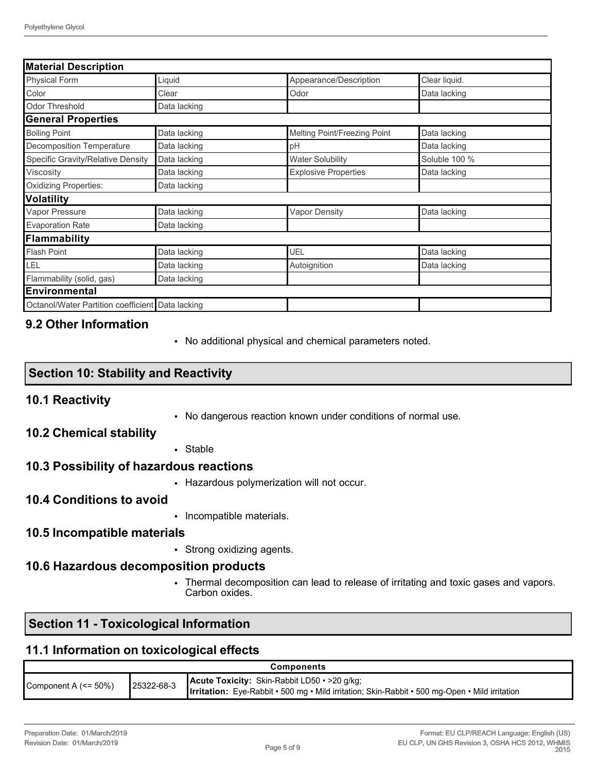| Material Description | | | |
|---|---|---|---|
| Physical Form | Liquid | Appearance/Description | Clear liquid. |
| Color | Clear | Odor | Data lacking |
| Odor Threshold | Data lacking | | |
| **General Properties** | | | |
| Boiling Point | Data lacking | Melting Point/Freezing Point | Data lacking |
| Decomposition Temperature | Data lacking | pH | Data lacking |
| Specific Gravity/Relative Density | Data lacking | Water Solubility | Soluble 100 % |
| Viscosity | Data lacking | Explosive Properties | Data lacking |
| Oxidizing Properties: | Data lacking | | |
| **Volatility** | | | |
| Vapor Pressure | Data lacking | Vapor Density | Data lacking |
| Evaporation Rate | Data lacking | | |
| **Flammability** | | | |
| Flash Point | Data lacking | UEL | Data lacking |
| LEL | Data lacking | Autoignition | Data lacking |
| Flammability (solid, gas) | Data lacking | | |
| **Environmental** | | | |
| Octanol/Water Partition coefficient | Data lacking | | |

### 9.2 Other Information

- No additional physical and chemical parameters noted.

## Section 10: Stability and Reactivity

### 10.1 Reactivity

- No dangerous reaction known under conditions of normal use.

### 10.2 Chemical stability

- Stable

### 10.3 Possibility of hazardous reactions

- Hazardous polymerization will not occur.

### 10.4 Conditions to avoid

- Incompatible materials.

### 10.5 Incompatible materials

- Strong oxidizing agents.

### 10.6 Hazardous decomposition products

- Thermal decomposition can lead to release of irritating and toxic gases and vapors. Carbon oxides.

## Section 11 - Toxicological Information

### 11.1 Information on toxicological effects

| Components | | |
|---|---|---|
| Component A (<= 50%) | 25322-68-3 | **Acute Toxicity:** Skin-Rabbit LD50 • >20 g/kg;<br>**Irritation:** Eye-Rabbit • 500 mg • Mild irritation; Skin-Rabbit • 500 mg-Open • Mild irritation |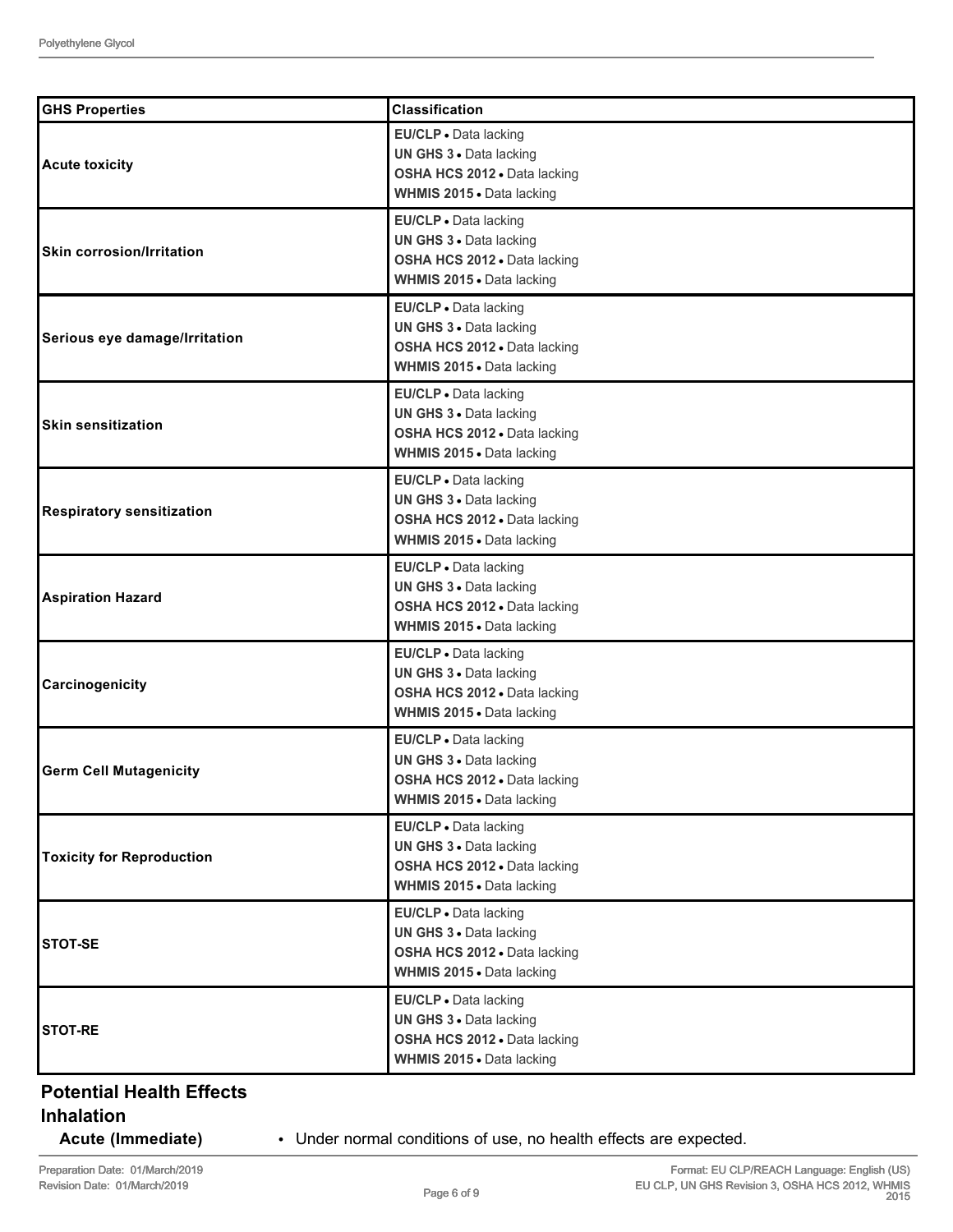| GHS Properties | Classification |
| --- | --- |
| **Acute toxicity** | **EU/CLP** • Data lacking<br>**UN GHS 3** • Data lacking<br>**OSHA HCS 2012** • Data lacking<br>**WHMIS 2015** • Data lacking |
| **Skin corrosion/Irritation** | **EU/CLP** • Data lacking<br>**UN GHS 3** • Data lacking<br>**OSHA HCS 2012** • Data lacking<br>**WHMIS 2015** • Data lacking |
| **Serious eye damage/Irritation** | **EU/CLP** • Data lacking<br>**UN GHS 3** • Data lacking<br>**OSHA HCS 2012** • Data lacking<br>**WHMIS 2015** • Data lacking |
| **Skin sensitization** | **EU/CLP** • Data lacking<br>**UN GHS 3** • Data lacking<br>**OSHA HCS 2012** • Data lacking<br>**WHMIS 2015** • Data lacking |
| **Respiratory sensitization** | **EU/CLP** • Data lacking<br>**UN GHS 3** • Data lacking<br>**OSHA HCS 2012** • Data lacking<br>**WHMIS 2015** • Data lacking |
| **Aspiration Hazard** | **EU/CLP** • Data lacking<br>**UN GHS 3** • Data lacking<br>**OSHA HCS 2012** • Data lacking<br>**WHMIS 2015** • Data lacking |
| **Carcinogenicity** | **EU/CLP** • Data lacking<br>**UN GHS 3** • Data lacking<br>**OSHA HCS 2012** • Data lacking<br>**WHMIS 2015** • Data lacking |
| **Germ Cell Mutagenicity** | **EU/CLP** • Data lacking<br>**UN GHS 3** • Data lacking<br>**OSHA HCS 2012** • Data lacking<br>**WHMIS 2015** • Data lacking |
| **Toxicity for Reproduction** | **EU/CLP** • Data lacking<br>**UN GHS 3** • Data lacking<br>**OSHA HCS 2012** • Data lacking<br>**WHMIS 2015** • Data lacking |
| **STOT-SE** | **EU/CLP** • Data lacking<br>**UN GHS 3** • Data lacking<br>**OSHA HCS 2012** • Data lacking<br>**WHMIS 2015** • Data lacking |
| **STOT-RE** | **EU/CLP** • Data lacking<br>**UN GHS 3** • Data lacking<br>**OSHA HCS 2012** • Data lacking<br>**WHMIS 2015** • Data lacking |

## Potential Health Effects

### Inhalation

**Acute (Immediate)**

- Under normal conditions of use, no health effects are expected.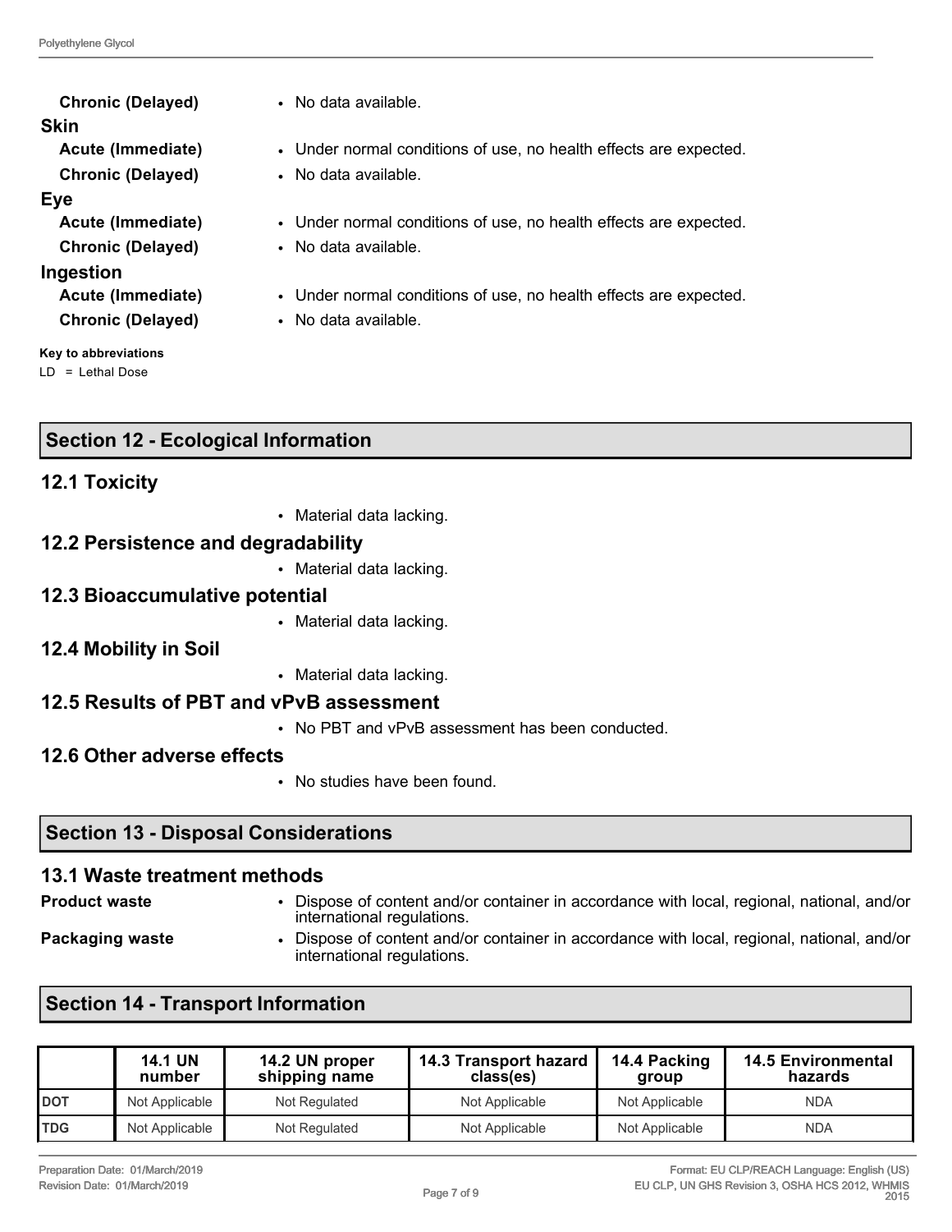**Chronic (Delayed)**
- No data available.

**Skin**

**Acute (Immediate)**
- Under normal conditions of use, no health effects are expected.

**Chronic (Delayed)**
- No data available.

**Eye**

**Acute (Immediate)**
- Under normal conditions of use, no health effects are expected.

**Chronic (Delayed)**
- No data available.

**Ingestion**

**Acute (Immediate)**
- Under normal conditions of use, no health effects are expected.

**Chronic (Delayed)**
- No data available.

**Key to abbreviations**

LD = Lethal Dose

## Section 12 - Ecological Information

### 12.1 Toxicity

- Material data lacking.

### 12.2 Persistence and degradability

- Material data lacking.

### 12.3 Bioaccumulative potential

- Material data lacking.

### 12.4 Mobility in Soil

- Material data lacking.

### 12.5 Results of PBT and vPvB assessment

- No PBT and vPvB assessment has been conducted.

### 12.6 Other adverse effects

- No studies have been found.

## Section 13 - Disposal Considerations

### 13.1 Waste treatment methods

**Product waste**
- Dispose of content and/or container in accordance with local, regional, national, and/or international regulations.

**Packaging waste**
- Dispose of content and/or container in accordance with local, regional, national, and/or international regulations.

## Section 14 - Transport Information

| | 14.1 UN number | 14.2 UN proper shipping name | 14.3 Transport hazard class(es) | 14.4 Packing group | 14.5 Environmental hazards |
|---|---|---|---|---|---|
| DOT | Not Applicable | Not Regulated | Not Applicable | Not Applicable | NDA |
| TDG | Not Applicable | Not Regulated | Not Applicable | Not Applicable | NDA |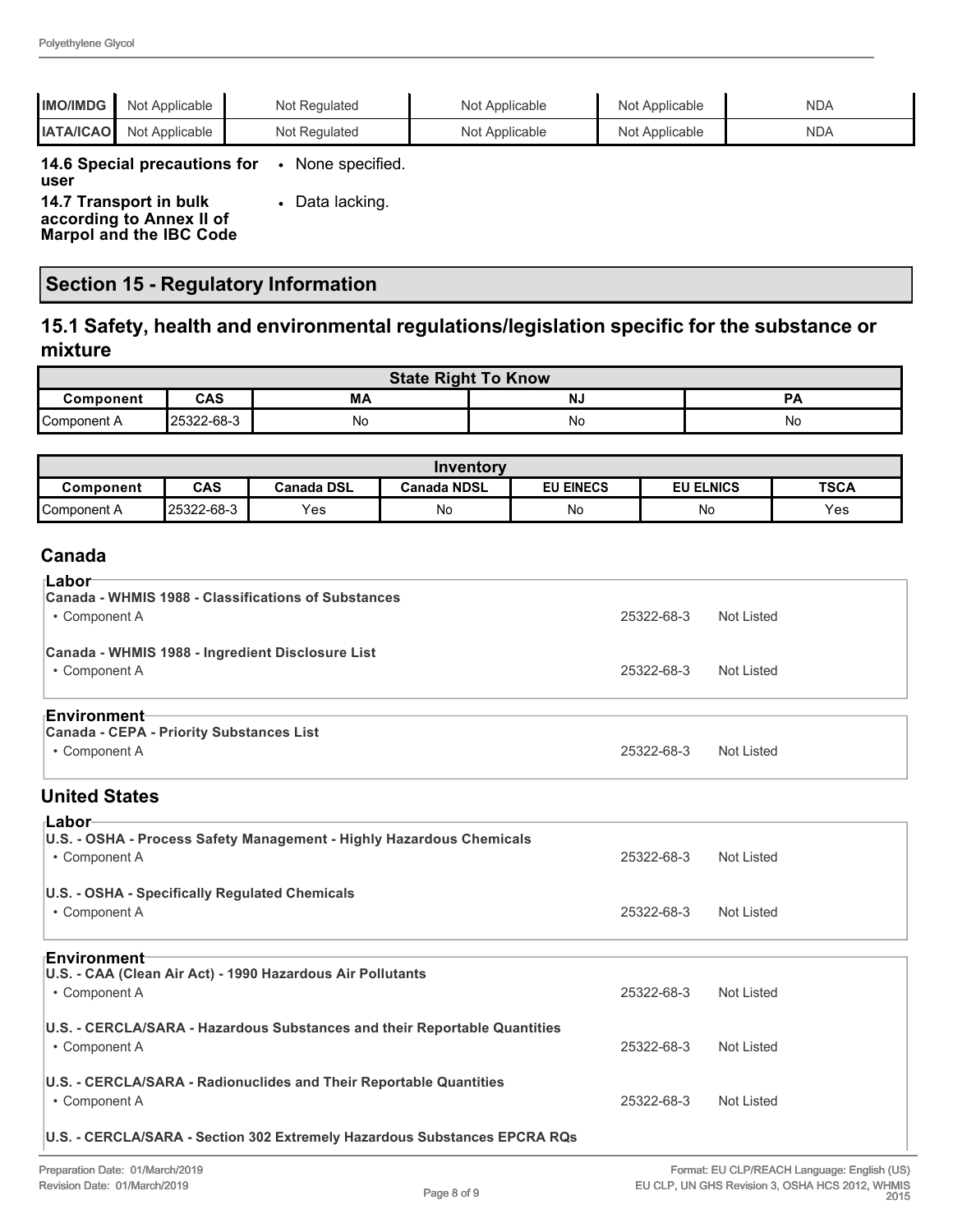| IMO/IMDG | Not Applicable | Not Regulated | Not Applicable | Not Applicable | NDA |
|---|---|---|---|---|---|
| IATA/ICAO | Not Applicable | Not Regulated | Not Applicable | Not Applicable | NDA |

**14.6 Special precautions for user**
- None specified.

**14.7 Transport in bulk according to Annex II of Marpol and the IBC Code**
- Data lacking.

## Section 15 - Regulatory Information

### 15.1 Safety, health and environmental regulations/legislation specific for the substance or mixture

| State Right To Know | | | | |
|---|---|---|---|---|
| **Component** | **CAS** | **MA** | **NJ** | **PA** |
| Component A | 25322-68-3 | No | No | No |

| Inventory | | | | | | |
|---|---|---|---|---|---|---|
| **Component** | **CAS** | **Canada DSL** | **Canada NDSL** | **EU EINECS** | **EU ELNICS** | **TSCA** |
| Component A | 25322-68-3 | Yes | No | No | No | Yes |

### Canada

**Labor**

**Canada - WHMIS 1988 - Classifications of Substances**
- Component A 25322-68-3 Not Listed

**Canada - WHMIS 1988 - Ingredient Disclosure List**
- Component A 25322-68-3 Not Listed

**Environment**

**Canada - CEPA - Priority Substances List**
- Component A 25322-68-3 Not Listed

### United States

**Labor**

**U.S. - OSHA - Process Safety Management - Highly Hazardous Chemicals**
- Component A 25322-68-3 Not Listed

**U.S. - OSHA - Specifically Regulated Chemicals**
- Component A 25322-68-3 Not Listed

**Environment**

**U.S. - CAA (Clean Air Act) - 1990 Hazardous Air Pollutants**
- Component A 25322-68-3 Not Listed

**U.S. - CERCLA/SARA - Hazardous Substances and their Reportable Quantities**
- Component A 25322-68-3 Not Listed

**U.S. - CERCLA/SARA - Radionuclides and Their Reportable Quantities**
- Component A 25322-68-3 Not Listed

**U.S. - CERCLA/SARA - Section 302 Extremely Hazardous Substances EPCRA RQs**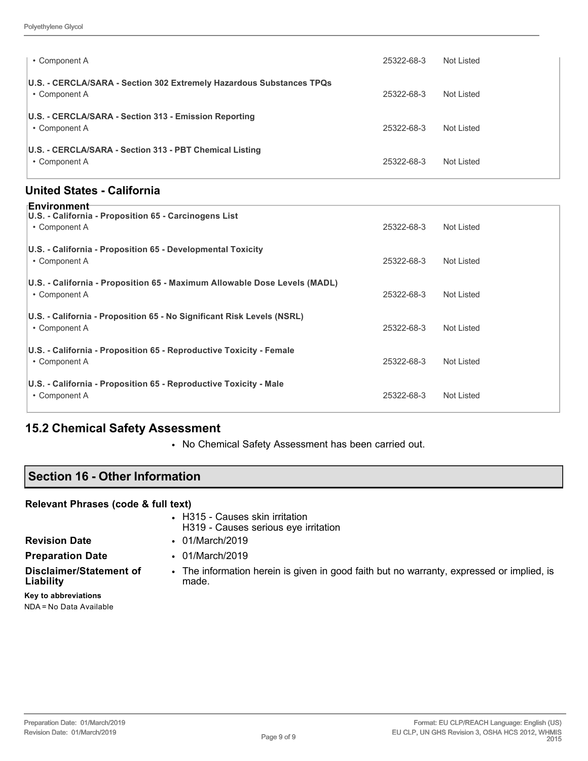| | | |
|---|---|---|
| • Component A | 25322-68-3 | Not Listed |
| **U.S. - CERCLA/SARA - Section 302 Extremely Hazardous Substances TPQs** | | |
| • Component A | 25322-68-3 | Not Listed |
| **U.S. - CERCLA/SARA - Section 313 - Emission Reporting** | | |
| • Component A | 25322-68-3 | Not Listed |
| **U.S. - CERCLA/SARA - Section 313 - PBT Chemical Listing** | | |
| • Component A | 25322-68-3 | Not Listed |

## United States - California

**Environment**

| | | |
|---|---|---|
| **U.S. - California - Proposition 65 - Carcinogens List** | | |
| • Component A | 25322-68-3 | Not Listed |
| **U.S. - California - Proposition 65 - Developmental Toxicity** | | |
| • Component A | 25322-68-3 | Not Listed |
| **U.S. - California - Proposition 65 - Maximum Allowable Dose Levels (MADL)** | | |
| • Component A | 25322-68-3 | Not Listed |
| **U.S. - California - Proposition 65 - No Significant Risk Levels (NSRL)** | | |
| • Component A | 25322-68-3 | Not Listed |
| **U.S. - California - Proposition 65 - Reproductive Toxicity - Female** | | |
| • Component A | 25322-68-3 | Not Listed |
| **U.S. - California - Proposition 65 - Reproductive Toxicity - Male** | | |
| • Component A | 25322-68-3 | Not Listed |

## 15.2 Chemical Safety Assessment

- No Chemical Safety Assessment has been carried out.

## Section 16 - Other Information

**Relevant Phrases (code & full text)**
- H315 - Causes skin irritation
  H319 - Causes serious eye irritation

**Revision Date**
- 01/March/2019

**Preparation Date**
- 01/March/2019

**Disclaimer/Statement of Liability**
- The information herein is given in good faith but no warranty, expressed or implied, is made.

**Key to abbreviations**

NDA = No Data Available